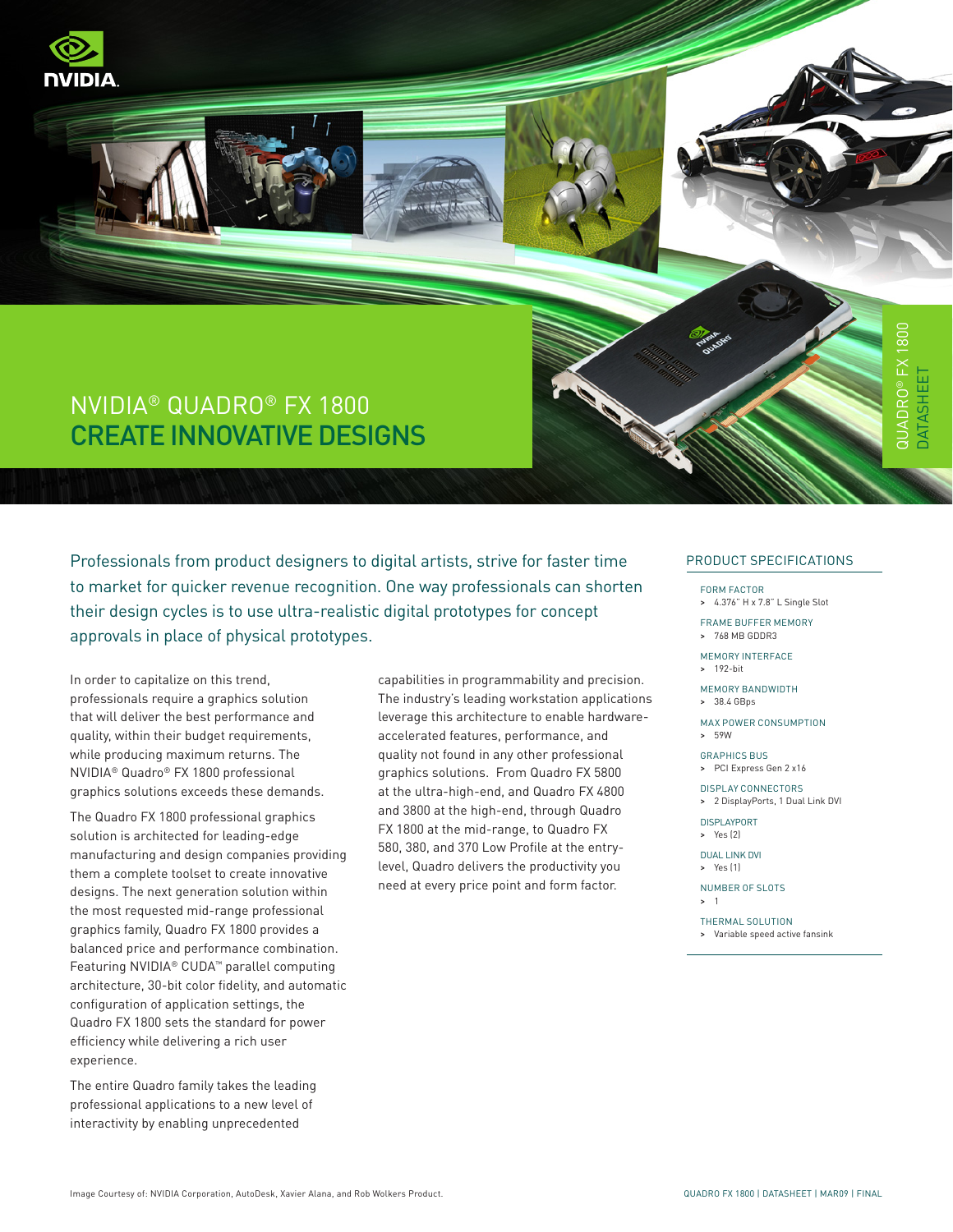# NVIDIA® QUADRO® FX 1800

## CREATE INNOVATIVE DESIGNS

QUADRO® FX 1800 DATASHEET

Professionals from product designers to digital artists, strive for faster time to market for quicker revenue recognition. One way professionals can shorten their design cycles is to use ultra-realistic digital prototypes for concept approvals in place of physical prototypes.

In order to capitalize on this trend, professionals require a graphics solution that will deliver the best performance and quality, within their budget requirements, while producing maximum returns. The NVIDIA® Quadro® FX 1800 professional graphics solutions exceeds these demands.

The Quadro FX 1800 professional graphics solution is architected for leading-edge manufacturing and design companies providing them a complete toolset to create innovative designs. The next generation solution within the most requested mid-range professional graphics family, Quadro FX 1800 provides a balanced price and performance combination. Featuring NVIDIA® CUDA™ parallel computing architecture, 30-bit color fidelity, and automatic configuration of application settings, the Quadro FX 1800 sets the standard for power efficiency while delivering a rich user experience.

The entire Quadro family takes the leading professional applications to a new level of interactivity by enabling unprecedented capabilities in programmability and precision. The industry's leading workstation applications leverage this architecture to enable hardware-accelerated features, performance, and quality not found in any other professional graphics solutions. From Quadro FX 5800 at the ultra-high-end, and Quadro FX 4800 and 3800 at the high-end, through Quadro FX 1800 at the mid-range, to Quadro FX 580, 380, and 370 Low Profile at the entry-level, Quadro delivers the productivity you need at every price point and form factor.

## PRODUCT SPECIFICATIONS

FORM FACTOR
> 4.376" H x 7.8" L Single Slot

FRAME BUFFER MEMORY
> 768 MB GDDR3

MEMORY INTERFACE
> 192-bit

MEMORY BANDWIDTH
> 38.4 GBps

MAX POWER CONSUMPTION
> 59W

GRAPHICS BUS
> PCI Express Gen 2 x16

DISPLAY CONNECTORS
> 2 DisplayPorts, 1 Dual Link DVI

DISPLAYPORT
> Yes (2)

DUAL LINK DVI
> Yes (1)

NUMBER OF SLOTS
> 1

THERMAL SOLUTION
> Variable speed active fansink

Image Courtesy of: NVIDIA Corporation, AutoDesk, Xavier Alana, and Rob Wolkers Product.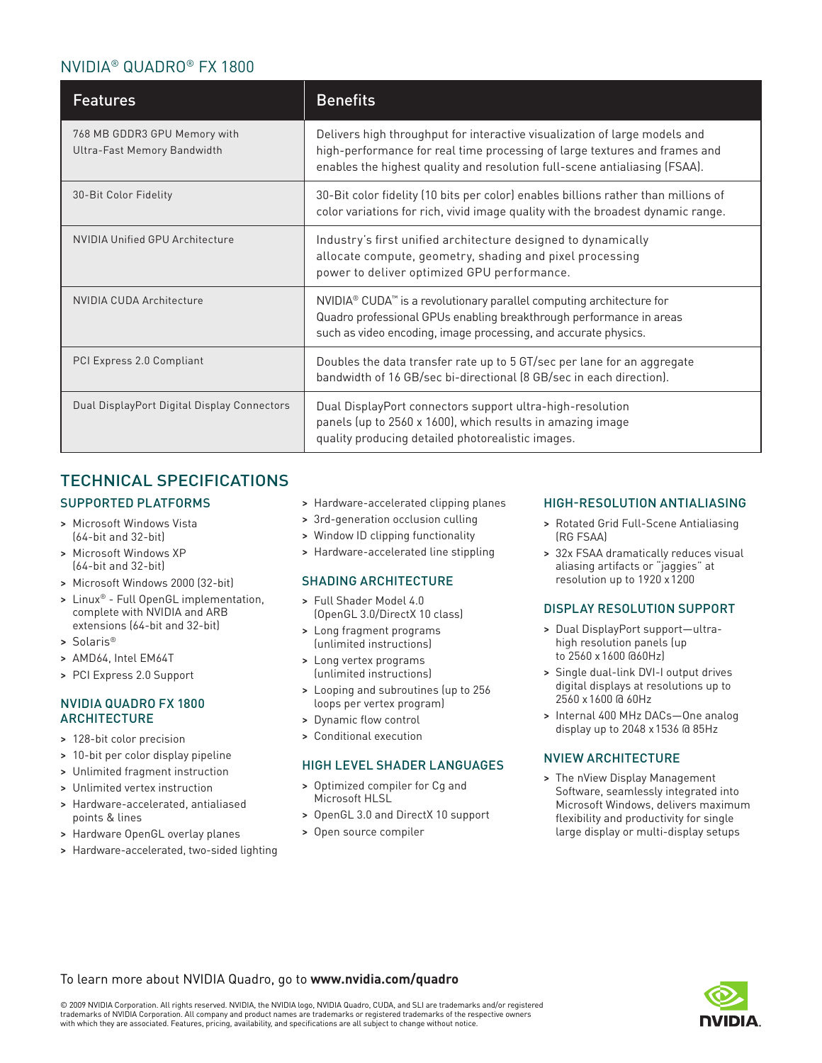# NVIDIA® QUADRO® FX 1800

| Features | Benefits |
| --- | --- |
| 768 MB GDDR3 GPU Memory with Ultra-Fast Memory Bandwidth | Delivers high throughput for interactive visualization of large models and high-performance for real time processing of large textures and frames and enables the highest quality and resolution full-scene antialiasing (FSAA). |
| 30-Bit Color Fidelity | 30-Bit color fidelity (10 bits per color) enables billions rather than millions of color variations for rich, vivid image quality with the broadest dynamic range. |
| NVIDIA Unified GPU Architecture | Industry's first unified architecture designed to dynamically allocate compute, geometry, shading and pixel processing power to deliver optimized GPU performance. |
| NVIDIA CUDA Architecture | NVIDIA® CUDA™ is a revolutionary parallel computing architecture for Quadro professional GPUs enabling breakthrough performance in areas such as video encoding, image processing, and accurate physics. |
| PCI Express 2.0 Compliant | Doubles the data transfer rate up to 5 GT/sec per lane for an aggregate bandwidth of 16 GB/sec bi-directional (8 GB/sec in each direction). |
| Dual DisplayPort Digital Display Connectors | Dual DisplayPort connectors support ultra-high-resolution panels (up to 2560 x 1600), which results in amazing image quality producing detailed photorealistic images. |

## TECHNICAL SPECIFICATIONS

### SUPPORTED PLATFORMS

- Microsoft Windows Vista (64-bit and 32-bit)
- Microsoft Windows XP (64-bit and 32-bit)
- Microsoft Windows 2000 (32-bit)
- Linux® - Full OpenGL implementation, complete with NVIDIA and ARB extensions (64-bit and 32-bit)
- Solaris®
- AMD64, Intel EM64T
- PCI Express 2.0 Support

### NVIDIA QUADRO FX 1800 ARCHITECTURE

- 128-bit color precision
- 10-bit per color display pipeline
- Unlimited fragment instruction
- Unlimited vertex instruction
- Hardware-accelerated, antialiased points & lines
- Hardware OpenGL overlay planes
- Hardware-accelerated, two-sided lighting
- Hardware-accelerated clipping planes
- 3rd-generation occlusion culling
- Window ID clipping functionality
- Hardware-accelerated line stippling

### SHADING ARCHITECTURE

- Full Shader Model 4.0 (OpenGL 3.0/DirectX 10 class)
- Long fragment programs (unlimited instructions)
- Long vertex programs (unlimited instructions)
- Looping and subroutines (up to 256 loops per vertex program)
- Dynamic flow control
- Conditional execution

### HIGH LEVEL SHADER LANGUAGES

- Optimized compiler for Cg and Microsoft HLSL
- OpenGL 3.0 and DirectX 10 support
- Open source compiler

### HIGH-RESOLUTION ANTIALIASING

- Rotated Grid Full-Scene Antialiasing (RG FSAA)
- 32x FSAA dramatically reduces visual aliasing artifacts or "jaggies" at resolution up to 1920 x 1200

### DISPLAY RESOLUTION SUPPORT

- Dual DisplayPort support—ultra-high resolution panels (up to 2560 x 1600 @60Hz)
- Single dual-link DVI-I output drives digital displays at resolutions up to 2560 x 1600 @ 60Hz
- Internal 400 MHz DACs—One analog display up to 2048 x 1536 @ 85Hz

### NVIEW ARCHITECTURE

- The nView Display Management Software, seamlessly integrated into Microsoft Windows, delivers maximum flexibility and productivity for single large display or multi-display setups

To learn more about NVIDIA Quadro, go to **www.nvidia.com/quadro**

© 2009 NVIDIA Corporation. All rights reserved. NVIDIA, the NVIDIA logo, NVIDIA Quadro, CUDA, and SLI are trademarks and/or registered trademarks of NVIDIA Corporation. All company and product names are trademarks or registered trademarks of the respective owners with which they are associated. Features, pricing, availability, and specifications are all subject to change without notice.